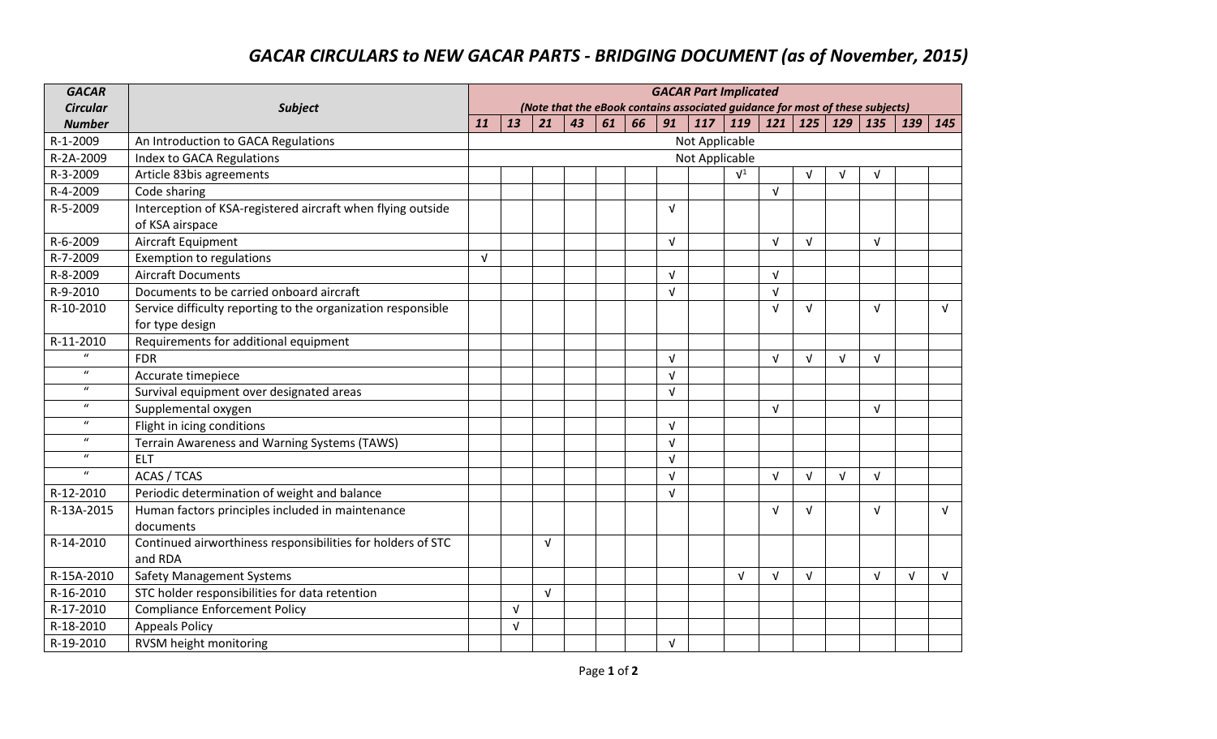# *GACAR CIRCULARS to NEW GACAR PARTS - BRIDGING DOCUMENT (as of November, 2015)*

| ***GACAR Circular Number*** | ***Subject*** | ***GACAR Part Implicated*** ***(Note that the eBook contains associated guidance for most of these subjects)*** | | | | | | | | | | | | | | |
|---|---|---|---|---|---|---|---|---|---|---|---|---|---|---|---|---|
| | | ***11*** | ***13*** | ***21*** | ***43*** | ***61*** | ***66*** | ***91*** | ***117*** | ***119*** | ***121*** | ***125*** | ***129*** | ***135*** | ***139*** | ***145*** |
| R-1-2009 | An Introduction to GACA Regulations | Not Applicable | | | | | | | | | | | | | | |
| R-2A-2009 | Index to GACA Regulations | Not Applicable | | | | | | | | | | | | | | |
| R-3-2009 | Article 83bis agreements | | | | | | | | | √[1] | | √ | √ | √ | | |
| R-4-2009 | Code sharing | | | | | | | | | | √ | | | | | |
| R-5-2009 | Interception of KSA-registered aircraft when flying outside of KSA airspace | | | | | | | √ | | | | | | | | |
| R-6-2009 | Aircraft Equipment | | | | | | | √ | | | √ | √ | | √ | | |
| R-7-2009 | Exemption to regulations | √ | | | | | | | | | | | | | | |
| R-8-2009 | Aircraft Documents | | | | | | | √ | | | √ | | | | | |
| R-9-2010 | Documents to be carried onboard aircraft | | | | | | | √ | | | √ | | | | | |
| R-10-2010 | Service difficulty reporting to the organization responsible for type design | | | | | | | | | | √ | √ | | √ | | √ |
| R-11-2010 | Requirements for additional equipment | | | | | | | | | | | | | | | |
| " | FDR | | | | | | | √ | | | √ | √ | √ | √ | | |
| " | Accurate timepiece | | | | | | | √ | | | | | | | | |
| " | Survival equipment over designated areas | | | | | | | √ | | | | | | | | |
| " | Supplemental oxygen | | | | | | | | | | √ | | | √ | | |
| " | Flight in icing conditions | | | | | | | √ | | | | | | | | |
| " | Terrain Awareness and Warning Systems (TAWS) | | | | | | | √ | | | | | | | | |
| " | ELT | | | | | | | √ | | | | | | | | |
| " | ACAS / TCAS | | | | | | | √ | | | √ | √ | √ | √ | | |
| R-12-2010 | Periodic determination of weight and balance | | | | | | | √ | | | | | | | | |
| R-13A-2015 | Human factors principles included in maintenance documents | | | | | | | | | | √ | √ | | √ | | √ |
| R-14-2010 | Continued airworthiness responsibilities for holders of STC and RDA | | | √ | | | | | | | | | | | | |
| R-15A-2010 | Safety Management Systems | | | | | | | | | √ | √ | √ | | √ | √ | √ |
| R-16-2010 | STC holder responsibilities for data retention | | | √ | | | | | | | | | | | | |
| R-17-2010 | Compliance Enforcement Policy | | √ | | | | | | | | | | | | | |
| R-18-2010 | Appeals Policy | | √ | | | | | | | | | | | | | |
| R-19-2010 | RVSM height monitoring | | | | | | | √ | | | | | | | | |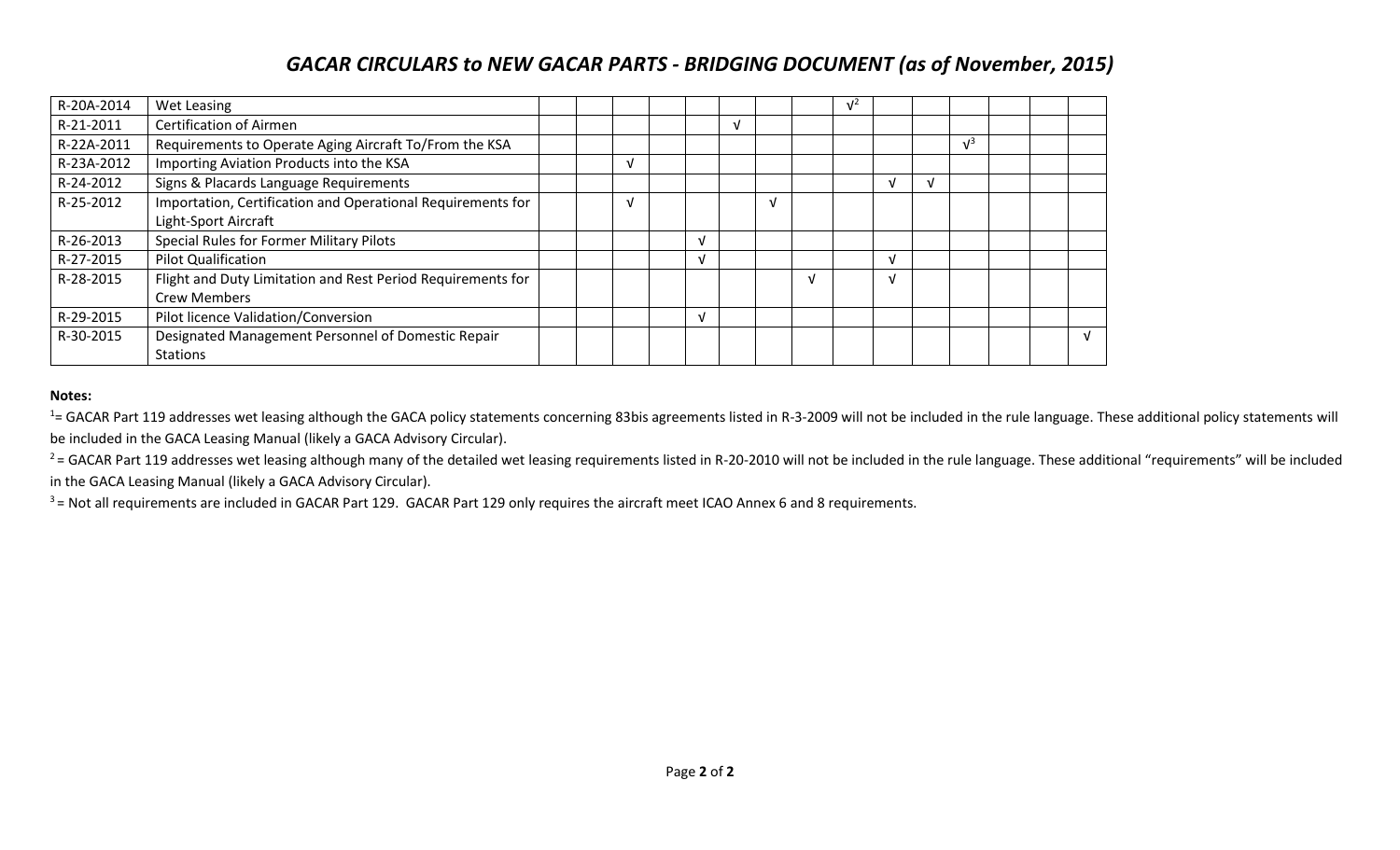## *GACAR CIRCULARS to NEW GACAR PARTS - BRIDGING DOCUMENT (as of November, 2015)*

| | | | | | | | | | | | | | | | | |
|---|---|---|---|---|---|---|---|---|---|---|---|---|---|---|---|---|
| R-20A-2014 | Wet Leasing | | | | | | | | | √[2] | | | | | | |
| R-21-2011 | Certification of Airmen | | | | | | √ | | | | | | | | | |
| R-22A-2011 | Requirements to Operate Aging Aircraft To/From the KSA | | | | | | | | | | | | √[3] | | | |
| R-23A-2012 | Importing Aviation Products into the KSA | | | √ | | | | | | | | | | | | |
| R-24-2012 | Signs & Placards Language Requirements | | | | | | | | | | √ | √ | | | | |
| R-25-2012 | Importation, Certification and Operational Requirements for Light-Sport Aircraft | | | √ | | | | √ | | | | | | | | |
| R-26-2013 | Special Rules for Former Military Pilots | | | | | √ | | | | | | | | | | |
| R-27-2015 | Pilot Qualification | | | | | √ | | | | | √ | | | | | |
| R-28-2015 | Flight and Duty Limitation and Rest Period Requirements for Crew Members | | | | | | | | √ | | √ | | | | | |
| R-29-2015 | Pilot licence Validation/Conversion | | | | | √ | | | | | | | | | | |
| R-30-2015 | Designated Management Personnel of Domestic Repair Stations | | | | | | | | | | | | | | | √ |

**Notes:**

[1]= GACAR Part 119 addresses wet leasing although the GACA policy statements concerning 83bis agreements listed in R-3-2009 will not be included in the rule language. These additional policy statements will be included in the GACA Leasing Manual (likely a GACA Advisory Circular).

[2] = GACAR Part 119 addresses wet leasing although many of the detailed wet leasing requirements listed in R-20-2010 will not be included in the rule language. These additional "requirements" will be included in the GACA Leasing Manual (likely a GACA Advisory Circular).

[3] = Not all requirements are included in GACAR Part 129. GACAR Part 129 only requires the aircraft meet ICAO Annex 6 and 8 requirements.